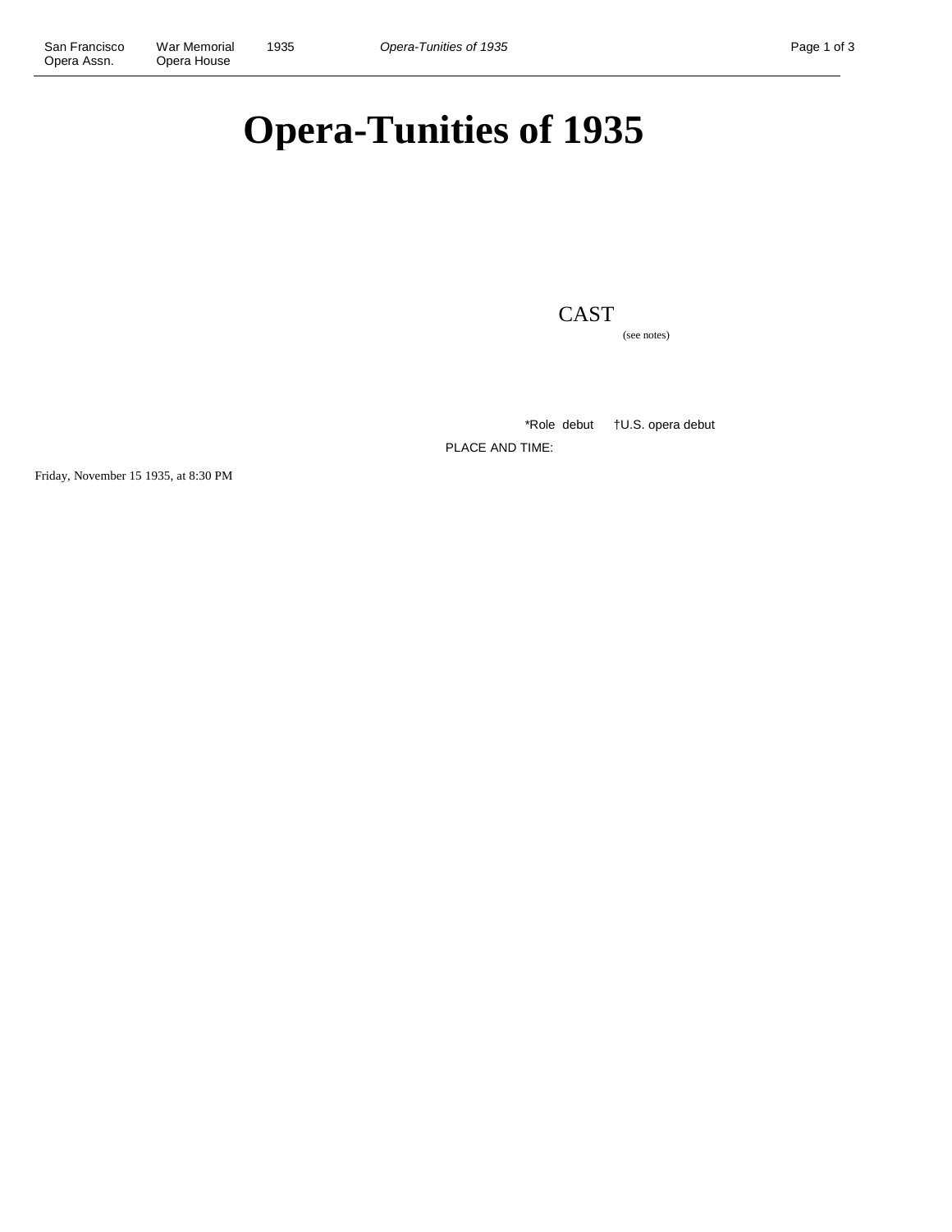# Opera-Tunities of 1935

CAST

(see notes)

*Role debut †U.S. opera debut

PLACE AND TIME:

Friday, November 15 1935, at 8:30 PM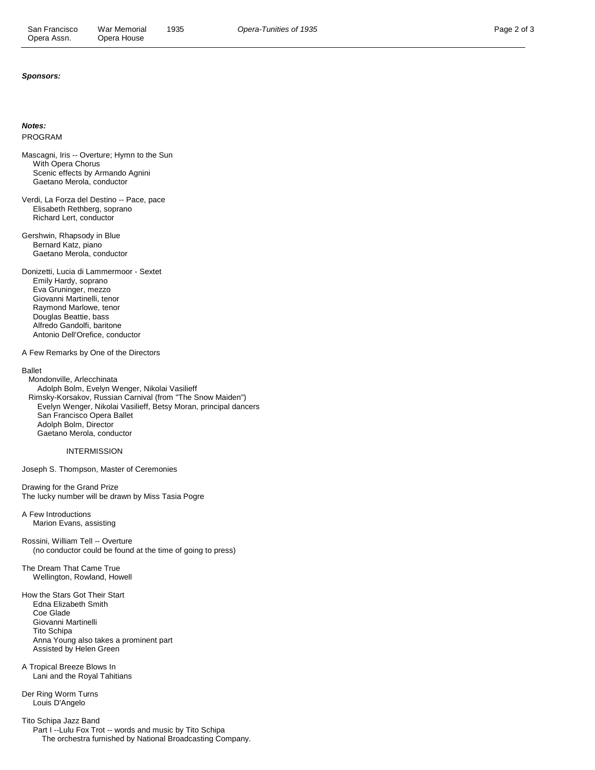***Sponsors:***

***Notes:***

PROGRAM

Mascagni, Iris -- Overture; Hymn to the Sun
With Opera Chorus
Scenic effects by Armando Agnini
Gaetano Merola, conductor

Verdi, La Forza del Destino -- Pace, pace
Elisabeth Rethberg, soprano
Richard Lert, conductor

Gershwin, Rhapsody in Blue
Bernard Katz, piano
Gaetano Merola, conductor

Donizetti, Lucia di Lammermoor - Sextet
Emily Hardy, soprano
Eva Gruninger, mezzo
Giovanni Martinelli, tenor
Raymond Marlowe, tenor
Douglas Beattie, bass
Alfredo Gandolfi, baritone
Antonio Dell'Orefice, conductor

A Few Remarks by One of the Directors

Ballet
Mondonville, Arlecchinata
Adolph Bolm, Evelyn Wenger, Nikolai Vasilieff
Rimsky-Korsakov, Russian Carnival (from "The Snow Maiden")
Evelyn Wenger, Nikolai Vasilieff, Betsy Moran, principal dancers
San Francisco Opera Ballet
Adolph Bolm, Director
Gaetano Merola, conductor

INTERMISSION

Joseph S. Thompson, Master of Ceremonies

Drawing for the Grand Prize
The lucky number will be drawn by Miss Tasia Pogre

A Few Introductions
Marion Evans, assisting

Rossini, William Tell -- Overture
(no conductor could be found at the time of going to press)

The Dream That Came True
Wellington, Rowland, Howell

How the Stars Got Their Start
Edna Elizabeth Smith
Coe Glade
Giovanni Martinelli
Tito Schipa
Anna Young also takes a prominent part
Assisted by Helen Green

A Tropical Breeze Blows In
Lani and the Royal Tahitians

Der Ring Worm Turns
Louis D'Angelo

Tito Schipa Jazz Band
Part I --Lulu Fox Trot -- words and music by Tito Schipa
The orchestra furnished by National Broadcasting Company.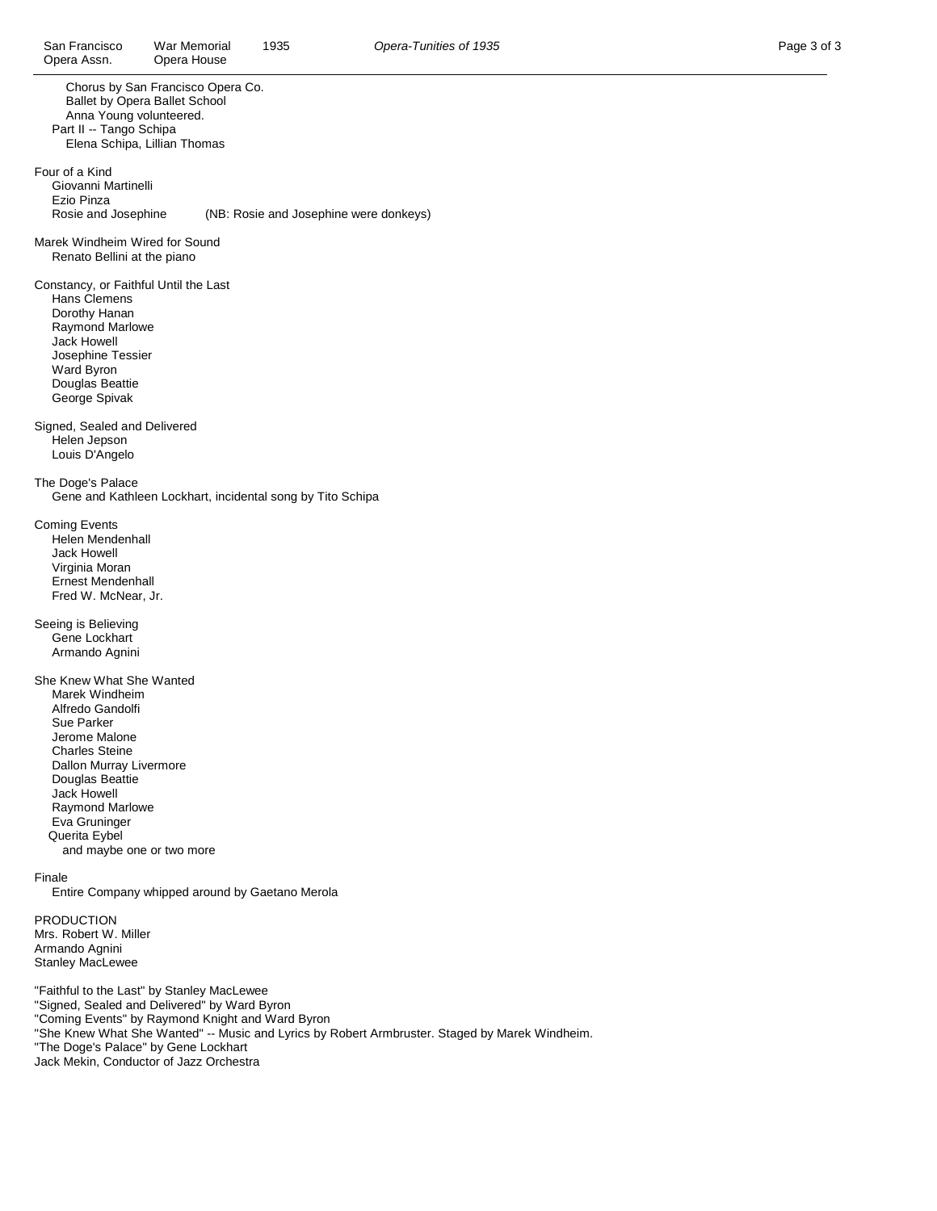Chorus by San Francisco Opera Co.
Ballet by Opera Ballet School
Anna Young volunteered.
Part II -- Tango Schipa
Elena Schipa, Lillian Thomas

Four of a Kind
Giovanni Martinelli
Ezio Pinza
Rosie and Josephine (NB: Rosie and Josephine were donkeys)

Marek Windheim Wired for Sound
Renato Bellini at the piano

Constancy, or Faithful Until the Last
Hans Clemens
Dorothy Hanan
Raymond Marlowe
Jack Howell
Josephine Tessier
Ward Byron
Douglas Beattie
George Spivak

Signed, Sealed and Delivered
Helen Jepson
Louis D'Angelo

The Doge's Palace
Gene and Kathleen Lockhart, incidental song by Tito Schipa

Coming Events
Helen Mendenhall
Jack Howell
Virginia Moran
Ernest Mendenhall
Fred W. McNear, Jr.

Seeing is Believing
Gene Lockhart
Armando Agnini

She Knew What She Wanted
Marek Windheim
Alfredo Gandolfi
Sue Parker
Jerome Malone
Charles Steine
Dallon Murray Livermore
Douglas Beattie
Jack Howell
Raymond Marlowe
Eva Gruninger
Querita Eybel
and maybe one or two more

Finale
Entire Company whipped around by Gaetano Merola

PRODUCTION
Mrs. Robert W. Miller
Armando Agnini
Stanley MacLewee

"Faithful to the Last" by Stanley MacLewee
"Signed, Sealed and Delivered" by Ward Byron
"Coming Events" by Raymond Knight and Ward Byron
"She Knew What She Wanted" -- Music and Lyrics by Robert Armbruster. Staged by Marek Windheim.
"The Doge's Palace" by Gene Lockhart
Jack Mekin, Conductor of Jazz Orchestra